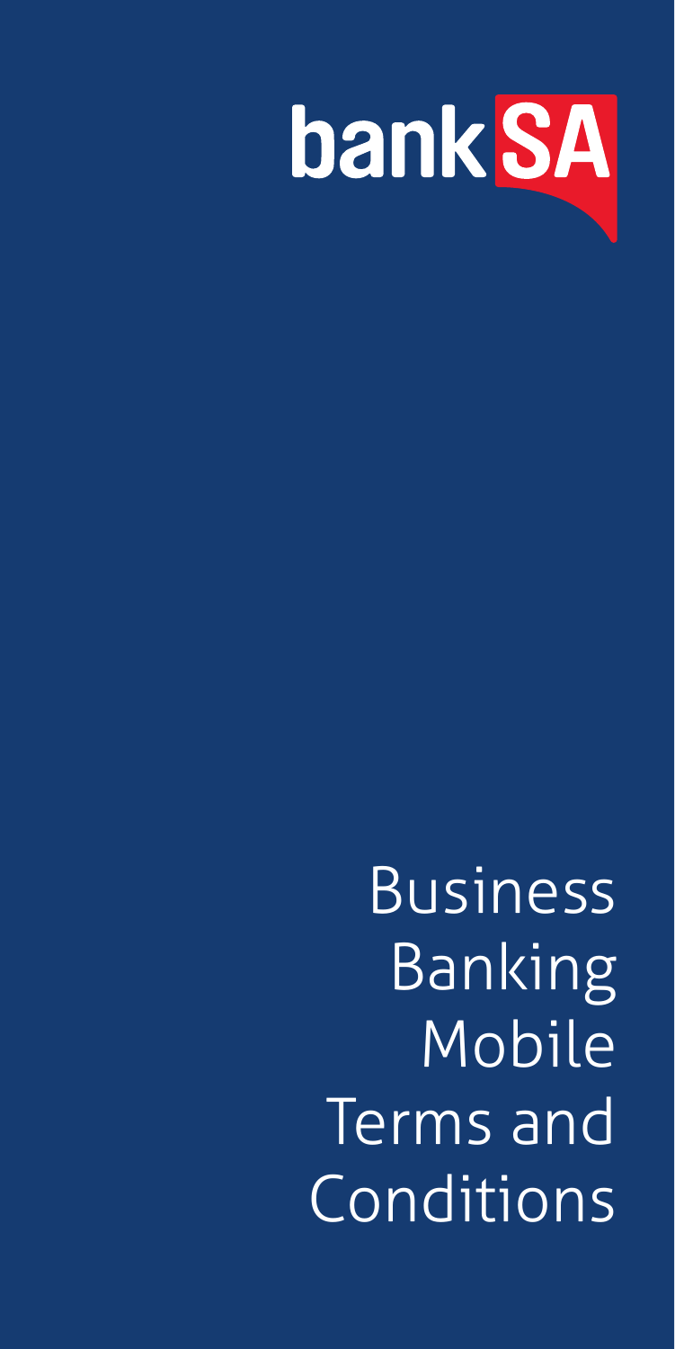bank SA

# Business Banking Mobile Terms and Conditions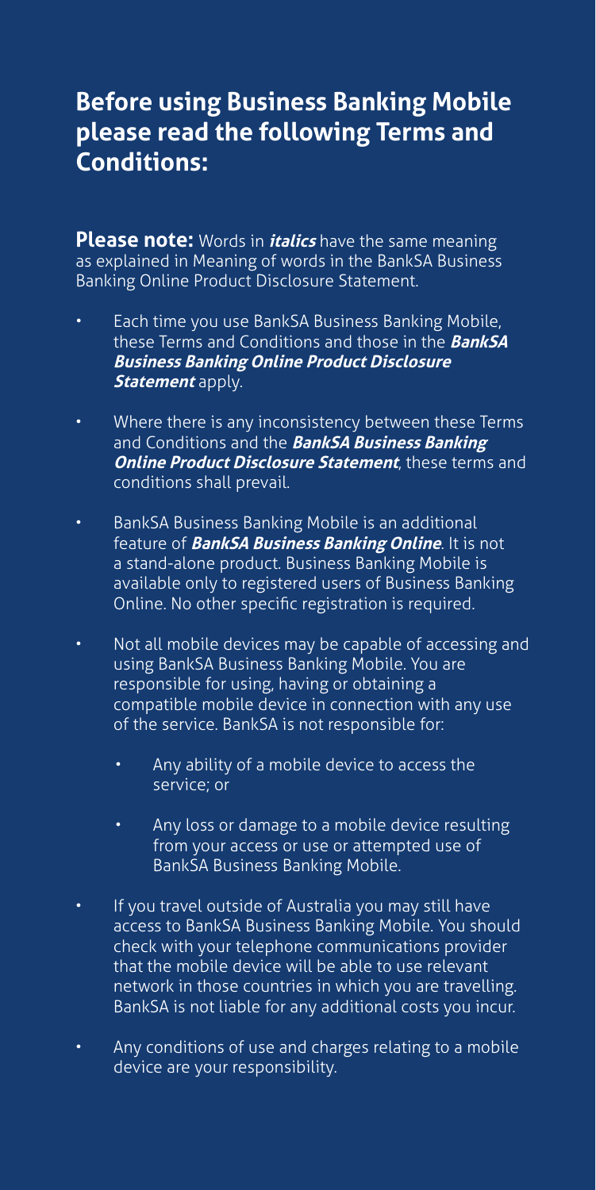## Before using Business Banking Mobile please read the following Terms and Conditions:

**Please note:** Words in ***italics*** have the same meaning as explained in Meaning of words in the BankSA Business Banking Online Product Disclosure Statement.

- Each time you use BankSA Business Banking Mobile, these Terms and Conditions and those in the ***BankSA Business Banking Online Product Disclosure Statement*** apply.
- Where there is any inconsistency between these Terms and Conditions and the ***BankSA Business Banking Online Product Disclosure Statement***, these terms and conditions shall prevail.
- BankSA Business Banking Mobile is an additional feature of ***BankSA Business Banking Online***. It is not a stand-alone product. Business Banking Mobile is available only to registered users of Business Banking Online. No other specific registration is required.
- Not all mobile devices may be capable of accessing and using BankSA Business Banking Mobile. You are responsible for using, having or obtaining a compatible mobile device in connection with any use of the service. BankSA is not responsible for:
  - Any ability of a mobile device to access the service; or
  - Any loss or damage to a mobile device resulting from your access or use or attempted use of BankSA Business Banking Mobile.
- If you travel outside of Australia you may still have access to BankSA Business Banking Mobile. You should check with your telephone communications provider that the mobile device will be able to use relevant network in those countries in which you are travelling. BankSA is not liable for any additional costs you incur.
- Any conditions of use and charges relating to a mobile device are your responsibility.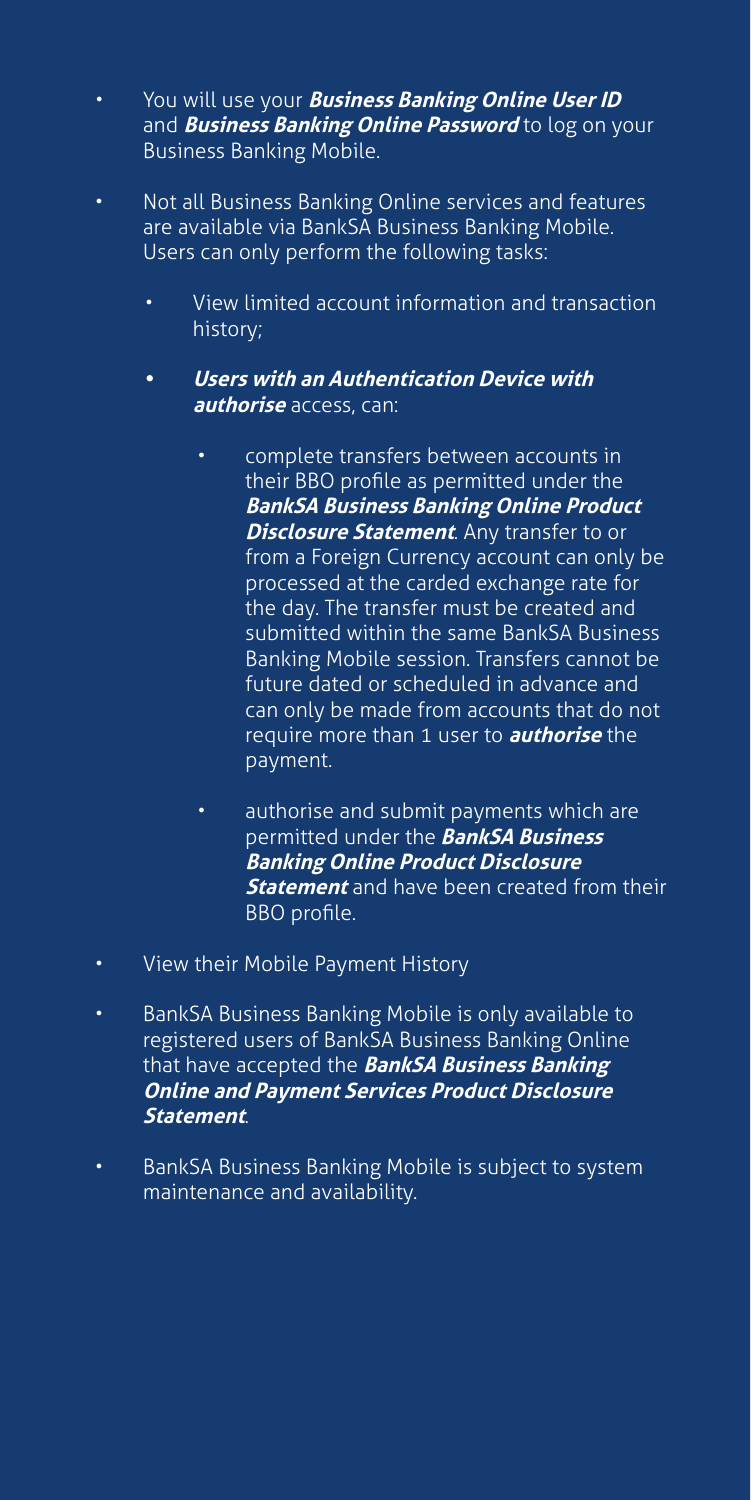- You will use your ***Business Banking Online User ID*** and ***Business Banking Online Password*** to log on your Business Banking Mobile.
- Not all Business Banking Online services and features are available via BankSA Business Banking Mobile. Users can only perform the following tasks:
  - View limited account information and transaction history;
  - ***Users with an Authentication Device with authorise*** access, can:
    - complete transfers between accounts in their BBO profile as permitted under the ***BankSA Business Banking Online Product Disclosure Statement***. Any transfer to or from a Foreign Currency account can only be processed at the carded exchange rate for the day. The transfer must be created and submitted within the same BankSA Business Banking Mobile session. Transfers cannot be future dated or scheduled in advance and can only be made from accounts that do not require more than 1 user to ***authorise*** the payment.
    - authorise and submit payments which are permitted under the ***BankSA Business Banking Online Product Disclosure Statement*** and have been created from their BBO profile.
- View their Mobile Payment History
- BankSA Business Banking Mobile is only available to registered users of BankSA Business Banking Online that have accepted the ***BankSA Business Banking Online and Payment Services Product Disclosure Statement***.
- BankSA Business Banking Mobile is subject to system maintenance and availability.